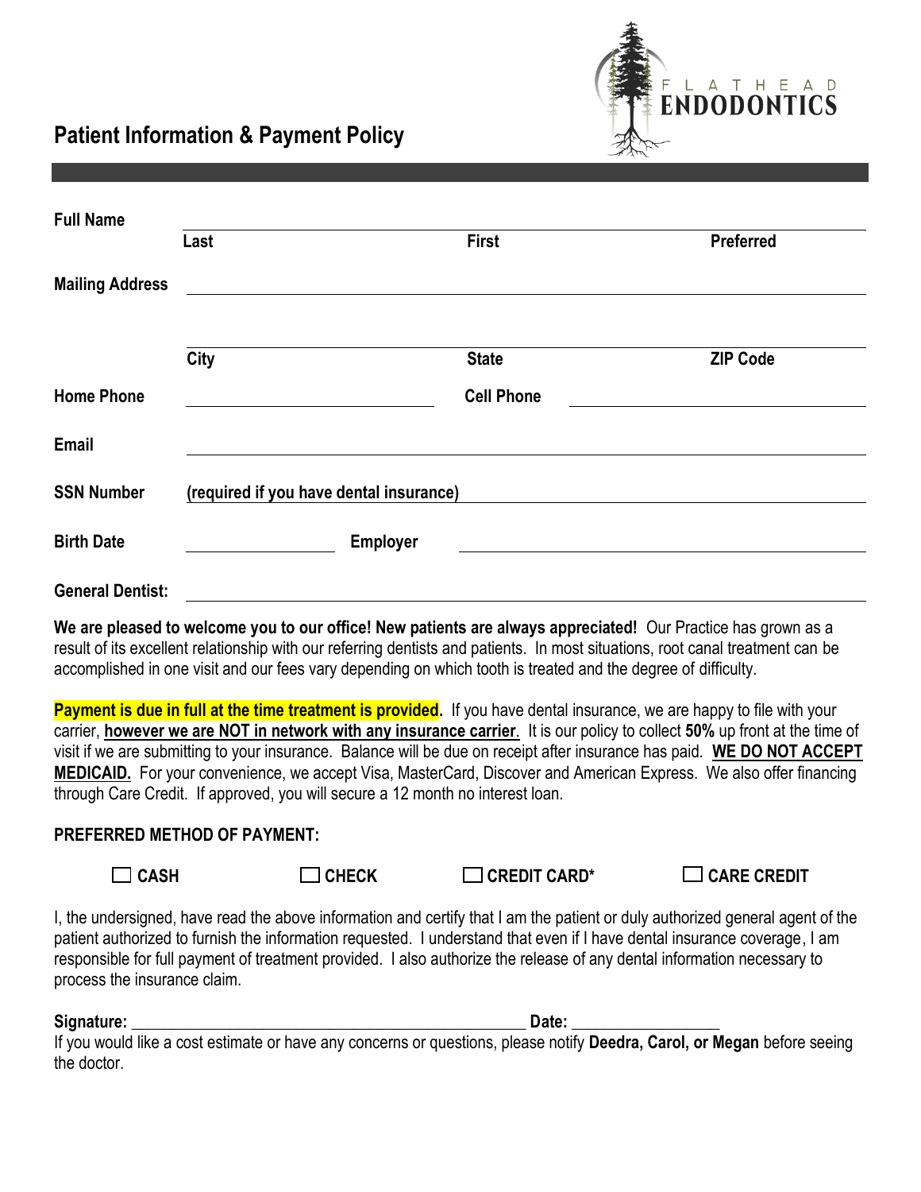FLATHEAD ENDODONTICS

# Patient Information & Payment Policy

**Full Name** ______________________________________________

**Last** | **First** | **Preferred**

**Mailing Address** ______________________________________________

______________________________________________

**City** | **State** | **ZIP Code**

**Home Phone** ______________________ **Cell Phone** ______________________

**Email** ______________________________________________

**SSN Number** **(required if you have dental insurance)** ______________________

**Birth Date** ______________ **Employer** ______________________

**General Dentist:** ______________________________________________

**We are pleased to welcome you to our office! New patients are always appreciated!** Our Practice has grown as a result of its excellent relationship with our referring dentists and patients. In most situations, root canal treatment can be accomplished in one visit and our fees vary depending on which tooth is treated and the degree of difficulty.

**Payment is due in full at the time treatment is provided.** If you have dental insurance, we are happy to file with your carrier, **however we are NOT in network with any insurance carrier**. It is our policy to collect **50%** up front at the time of visit if we are submitting to your insurance. Balance will be due on receipt after insurance has paid. **WE DO NOT ACCEPT MEDICAID.** For your convenience, we accept Visa, MasterCard, Discover and American Express. We also offer financing through Care Credit. If approved, you will secure a 12 month no interest loan.

**PREFERRED METHOD OF PAYMENT:**

☐ **CASH** ☐ **CHECK** ☐ **CREDIT CARD*** ☐ **CARE CREDIT**

I, the undersigned, have read the above information and certify that I am the patient or duly authorized general agent of the patient authorized to furnish the information requested. I understand that even if I have dental insurance coverage, I am responsible for full payment of treatment provided. I also authorize the release of any dental information necessary to process the insurance claim.

**Signature:** ________________________________________________ **Date:** _________________

If you would like a cost estimate or have any concerns or questions, please notify **Deedra, Carol, or Megan** before seeing the doctor.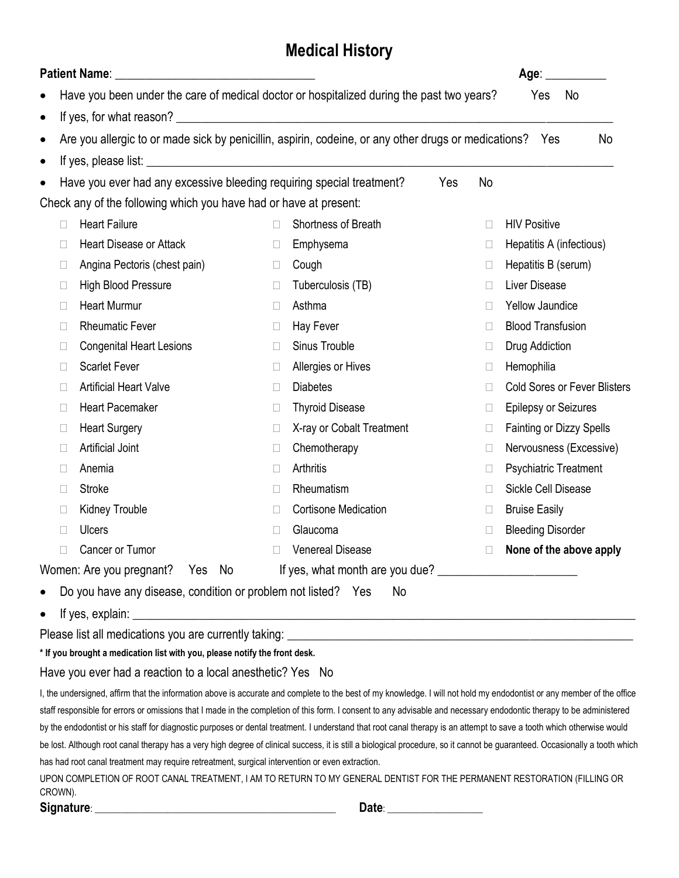# Medical History

**Patient Name**: ________________________________ **Age**: __________

- Have you been under the care of medical doctor or hospitalized during the past two years? Yes No
- If yes, for what reason? ______________________________________________________________________________
- Are you allergic to or made sick by penicillin, aspirin, codeine, or any other drugs or medications? Yes No
- If yes, please list: ______________________________________________________________________________
- Have you ever had any excessive bleeding requiring special treatment? Yes No

Check any of the following which you have had or have at present:

| | | |
|---|---|---|
| ☐ Heart Failure | ☐ Shortness of Breath | ☐ HIV Positive |
| ☐ Heart Disease or Attack | ☐ Emphysema | ☐ Hepatitis A (infectious) |
| ☐ Angina Pectoris (chest pain) | ☐ Cough | ☐ Hepatitis B (serum) |
| ☐ High Blood Pressure | ☐ Tuberculosis (TB) | ☐ Liver Disease |
| ☐ Heart Murmur | ☐ Asthma | ☐ Yellow Jaundice |
| ☐ Rheumatic Fever | ☐ Hay Fever | ☐ Blood Transfusion |
| ☐ Congenital Heart Lesions | ☐ Sinus Trouble | ☐ Drug Addiction |
| ☐ Scarlet Fever | ☐ Allergies or Hives | ☐ Hemophilia |
| ☐ Artificial Heart Valve | ☐ Diabetes | ☐ Cold Sores or Fever Blisters |
| ☐ Heart Pacemaker | ☐ Thyroid Disease | ☐ Epilepsy or Seizures |
| ☐ Heart Surgery | ☐ X-ray or Cobalt Treatment | ☐ Fainting or Dizzy Spells |
| ☐ Artificial Joint | ☐ Chemotherapy | ☐ Nervousness (Excessive) |
| ☐ Anemia | ☐ Arthritis | ☐ Psychiatric Treatment |
| ☐ Stroke | ☐ Rheumatism | ☐ Sickle Cell Disease |
| ☐ Kidney Trouble | ☐ Cortisone Medication | ☐ Bruise Easily |
| ☐ Ulcers | ☐ Glaucoma | ☐ Bleeding Disorder |
| ☐ Cancer or Tumor | ☐ Venereal Disease | ☐ **None of the above apply** |

Women: Are you pregnant? Yes No If yes, what month are you due? ______________________

- Do you have any disease, condition or problem not listed? Yes No
- If yes, explain: ______________________________________________________________________________

Please list all medications you are currently taking: ______________________________________________________

**\* If you brought a medication list with you, please notify the front desk.**

Have you ever had a reaction to a local anesthetic? Yes No

I, the undersigned, affirm that the information above is accurate and complete to the best of my knowledge. I will not hold my endodontist or any member of the office staff responsible for errors or omissions that I made in the completion of this form. I consent to any advisable and necessary endodontic therapy to be administered by the endodontist or his staff for diagnostic purposes or dental treatment. I understand that root canal therapy is an attempt to save a tooth which otherwise would be lost. Although root canal therapy has a very high degree of clinical success, it is still a biological procedure, so it cannot be guaranteed. Occasionally a tooth which has had root canal treatment may require retreatment, surgical intervention or even extraction.

UPON COMPLETION OF ROOT CANAL TREATMENT, I AM TO RETURN TO MY GENERAL DENTIST FOR THE PERMANENT RESTORATION (FILLING OR CROWN).

**Signature**: ________________________________________ **Date**: ________________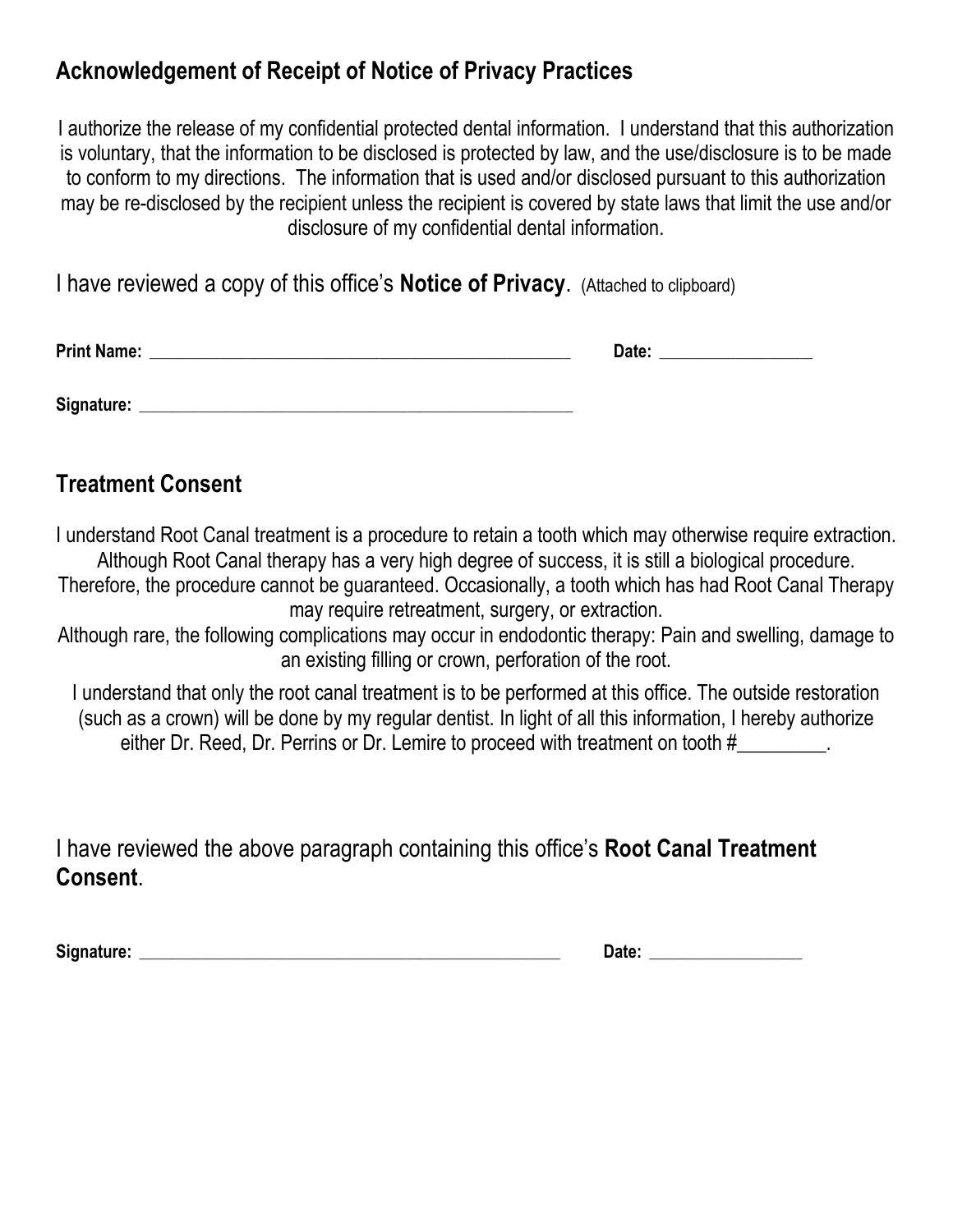## Acknowledgement of Receipt of Notice of Privacy Practices

I authorize the release of my confidential protected dental information. I understand that this authorization is voluntary, that the information to be disclosed is protected by law, and the use/disclosure is to be made to conform to my directions. The information that is used and/or disclosed pursuant to this authorization may be re-disclosed by the recipient unless the recipient is covered by state laws that limit the use and/or disclosure of my confidential dental information.

I have reviewed a copy of this office's **Notice of Privacy**. (Attached to clipboard)

**Print Name:** ___________________________________________________ **Date:** __________________

**Signature:** _____________________________________________________

## Treatment Consent

I understand Root Canal treatment is a procedure to retain a tooth which may otherwise require extraction. Although Root Canal therapy has a very high degree of success, it is still a biological procedure. Therefore, the procedure cannot be guaranteed. Occasionally, a tooth which has had Root Canal Therapy may require retreatment, surgery, or extraction.

Although rare, the following complications may occur in endodontic therapy: Pain and swelling, damage to an existing filling or crown, perforation of the root.

I understand that only the root canal treatment is to be performed at this office. The outside restoration (such as a crown) will be done by my regular dentist. In light of all this information, I hereby authorize either Dr. Reed, Dr. Perrins or Dr. Lemire to proceed with treatment on tooth #_________.

I have reviewed the above paragraph containing this office's **Root Canal Treatment Consent**.

**Signature:** ___________________________________________________ **Date:** __________________